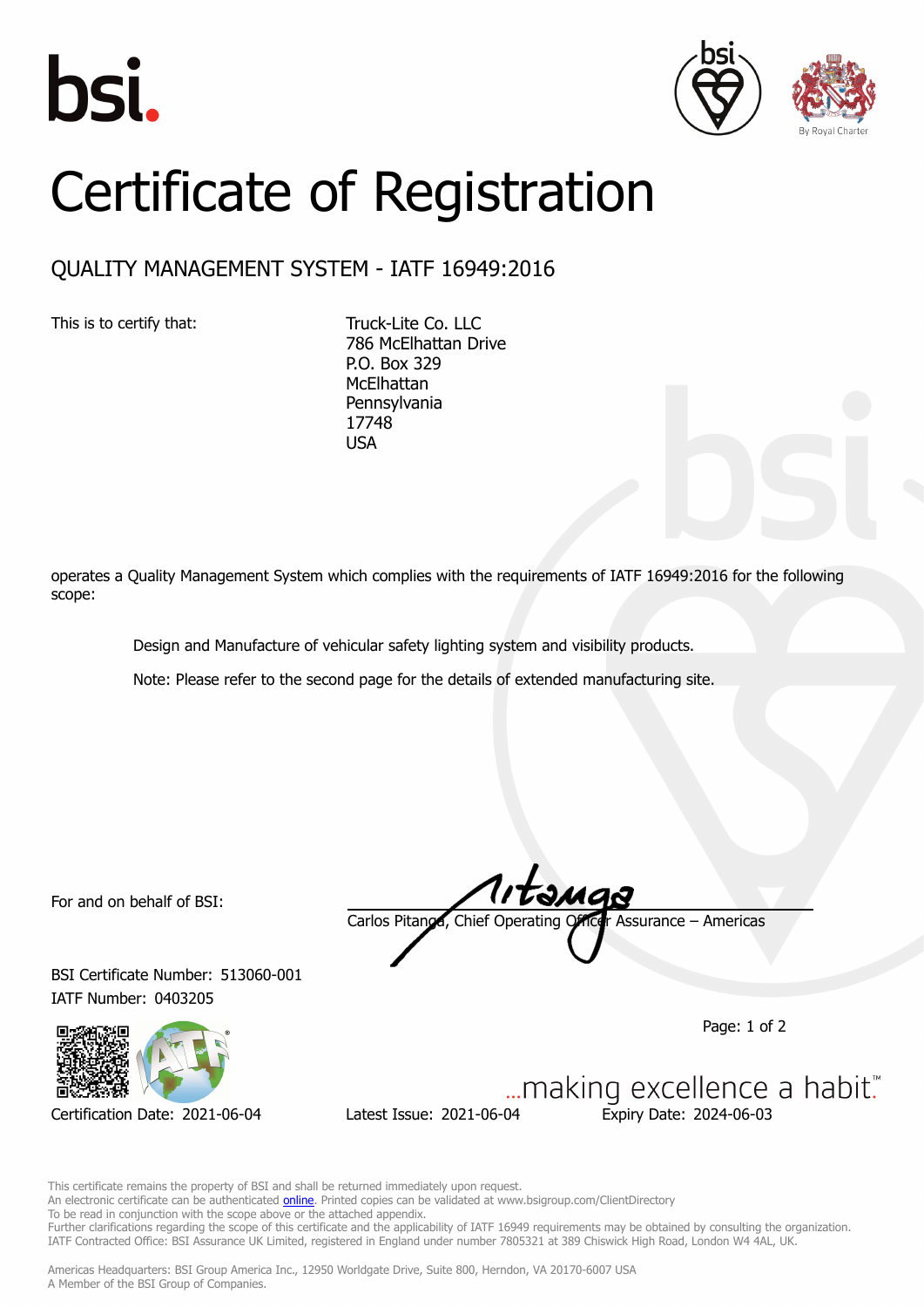# Certificate of Registration

## QUALITY MANAGEMENT SYSTEM - IATF 16949:2016

This is to certify that:

Truck-Lite Co. LLC
786 McElhattan Drive
P.O. Box 329
McElhattan
Pennsylvania
17748
USA

operates a Quality Management System which complies with the requirements of IATF 16949:2016 for the following scope:

Design and Manufacture of vehicular safety lighting system and visibility products.

Note: Please refer to the second page for the details of extended manufacturing site.

For and on behalf of BSI:

Carlos Pitanga, Chief Operating Officer Assurance – Americas

BSI Certificate Number: 513060-001

IATF Number: 0403205

...making excellence a habit.™

Certification Date: 2021-06-04 Latest Issue: 2021-06-04 Expiry Date: 2024-06-03

This certificate remains the property of BSI and shall be returned immediately upon request.
An electronic certificate can be authenticated online. Printed copies can be validated at www.bsigroup.com/ClientDirectory
To be read in conjunction with the scope above or the attached appendix.
Further clarifications regarding the scope of this certificate and the applicability of IATF 16949 requirements may be obtained by consulting the organization.
IATF Contracted Office: BSI Assurance UK Limited, registered in England under number 7805321 at 389 Chiswick High Road, London W4 4AL, UK.

Americas Headquarters: BSI Group America Inc., 12950 Worldgate Drive, Suite 800, Herndon, VA 20170-6007 USA
A Member of the BSI Group of Companies.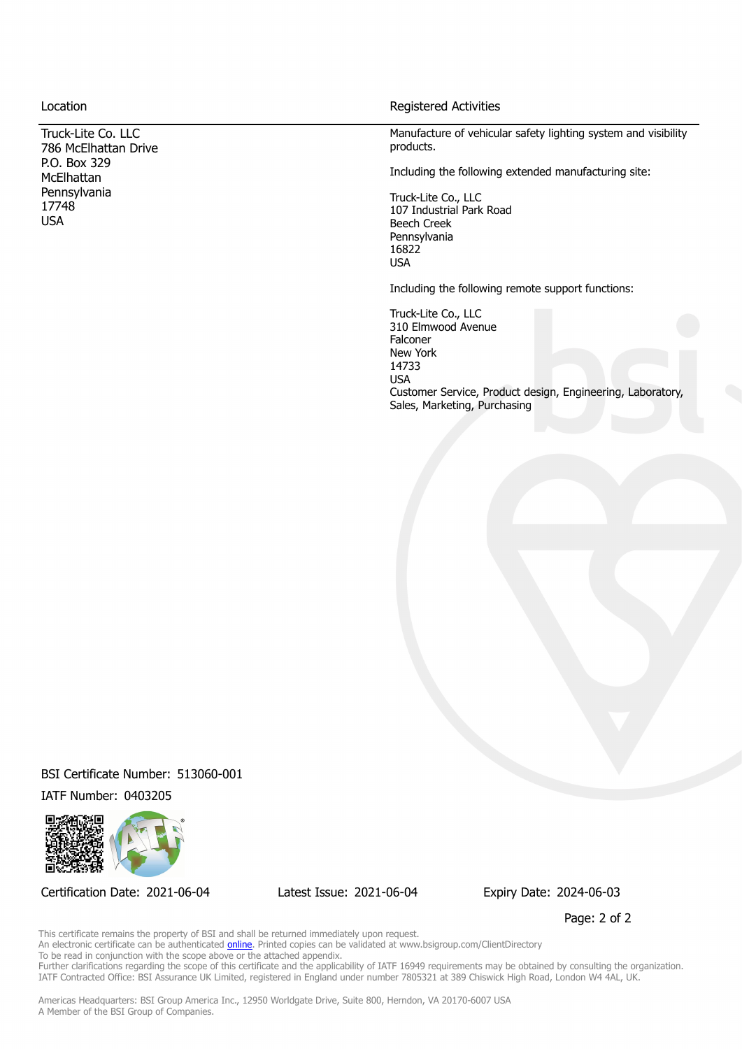| Location | Registered Activities |
| --- | --- |
| Truck-Lite Co. LLC<br>786 McElhattan Drive<br>P.O. Box 329<br>McElhattan<br>Pennsylvania<br>17748<br>USA | Manufacture of vehicular safety lighting system and visibility products.<br><br>Including the following extended manufacturing site:<br><br>Truck-Lite Co., LLC<br>107 Industrial Park Road<br>Beech Creek<br>Pennsylvania<br>16822<br>USA<br><br>Including the following remote support functions:<br><br>Truck-Lite Co., LLC<br>310 Elmwood Avenue<br>Falconer<br>New York<br>14733<br>USA<br>Customer Service, Product design, Engineering, Laboratory, Sales, Marketing, Purchasing |

BSI Certificate Number: 513060-001

IATF Number: 0403205

Certification Date: 2021-06-04 Latest Issue: 2021-06-04 Expiry Date: 2024-06-03

This certificate remains the property of BSI and shall be returned immediately upon request.
An electronic certificate can be authenticated online. Printed copies can be validated at www.bsigroup.com/ClientDirectory
To be read in conjunction with the scope above or the attached appendix.
Further clarifications regarding the scope of this certificate and the applicability of IATF 16949 requirements may be obtained by consulting the organization.
IATF Contracted Office: BSI Assurance UK Limited, registered in England under number 7805321 at 389 Chiswick High Road, London W4 4AL, UK.

Americas Headquarters: BSI Group America Inc., 12950 Worldgate Drive, Suite 800, Herndon, VA 20170-6007 USA
A Member of the BSI Group of Companies.